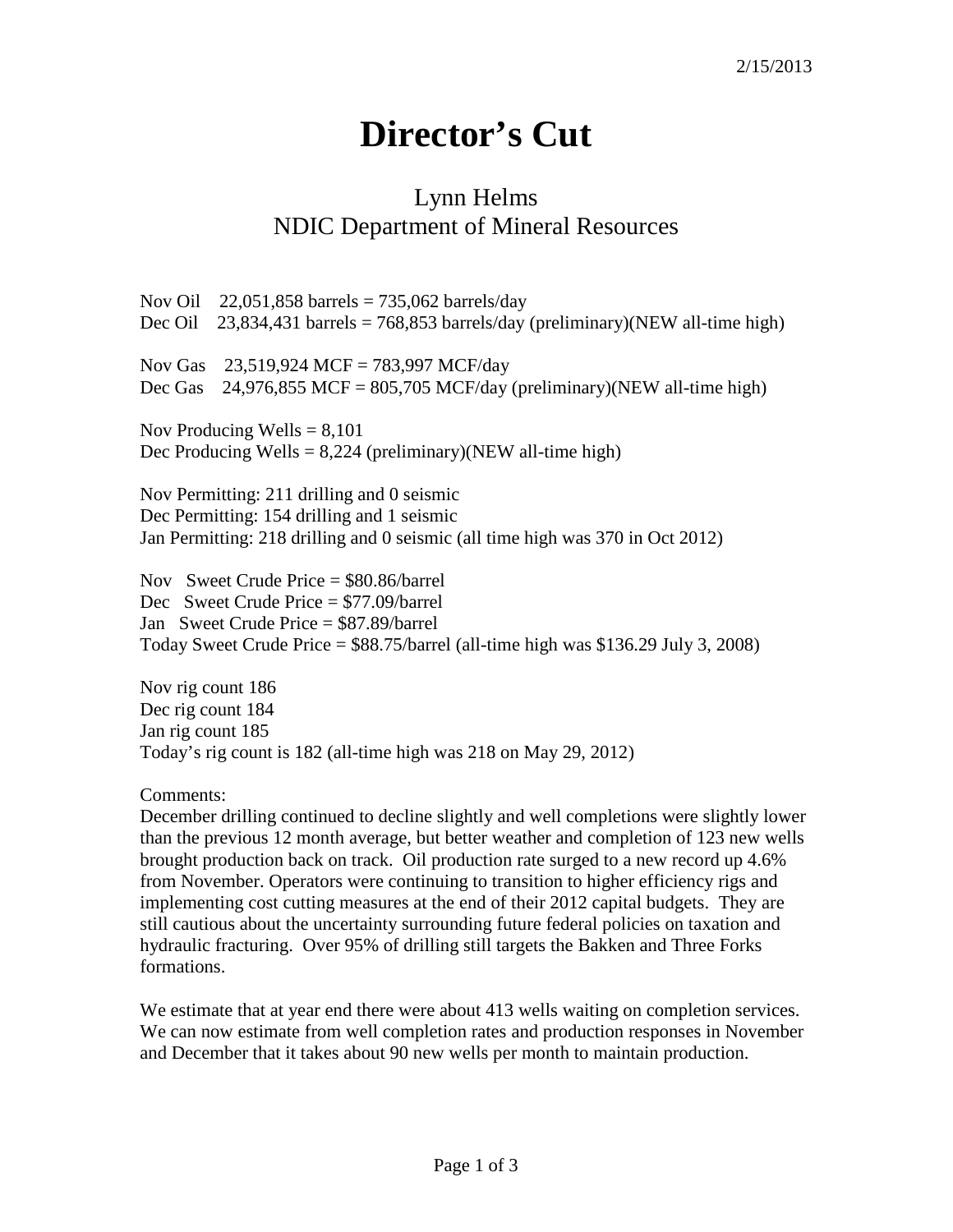2/15/2013

# Director's Cut

## Lynn Helms
## NDIC Department of Mineral Resources

Nov Oil 22,051,858 barrels = 735,062 barrels/day
Dec Oil 23,834,431 barrels = 768,853 barrels/day (preliminary)(NEW all-time high)

Nov Gas 23,519,924 MCF = 783,997 MCF/day
Dec Gas 24,976,855 MCF = 805,705 MCF/day (preliminary)(NEW all-time high)

Nov Producing Wells = 8,101
Dec Producing Wells = 8,224 (preliminary)(NEW all-time high)

Nov Permitting: 211 drilling and 0 seismic
Dec Permitting: 154 drilling and 1 seismic
Jan Permitting: 218 drilling and 0 seismic (all time high was 370 in Oct 2012)

Nov Sweet Crude Price = $80.86/barrel
Dec Sweet Crude Price = $77.09/barrel
Jan Sweet Crude Price = $87.89/barrel
Today Sweet Crude Price = $88.75/barrel (all-time high was $136.29 July 3, 2008)

Nov rig count 186
Dec rig count 184
Jan rig count 185
Today's rig count is 182 (all-time high was 218 on May 29, 2012)

Comments:
December drilling continued to decline slightly and well completions were slightly lower than the previous 12 month average, but better weather and completion of 123 new wells brought production back on track. Oil production rate surged to a new record up 4.6% from November. Operators were continuing to transition to higher efficiency rigs and implementing cost cutting measures at the end of their 2012 capital budgets. They are still cautious about the uncertainty surrounding future federal policies on taxation and hydraulic fracturing. Over 95% of drilling still targets the Bakken and Three Forks formations.

We estimate that at year end there were about 413 wells waiting on completion services. We can now estimate from well completion rates and production responses in November and December that it takes about 90 new wells per month to maintain production.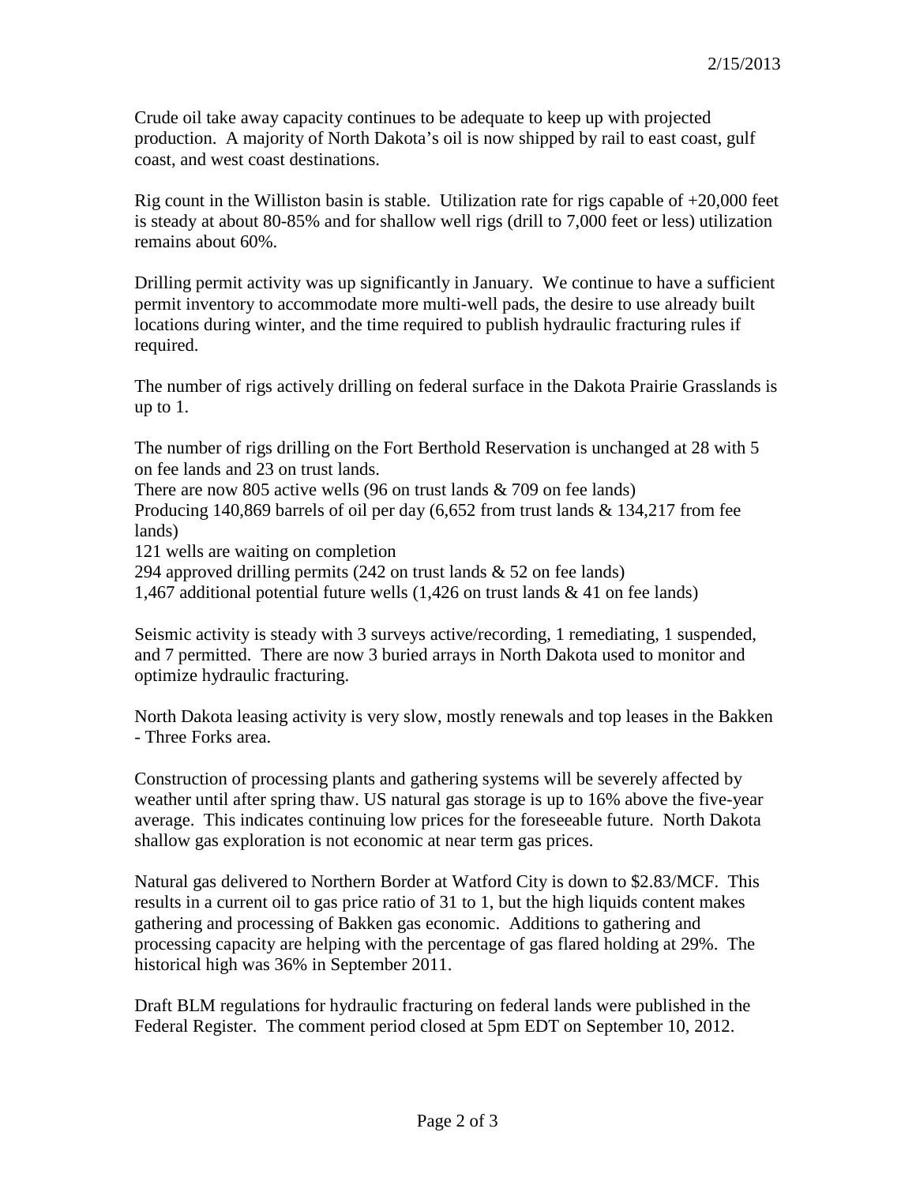2/15/2013

Crude oil take away capacity continues to be adequate to keep up with projected production. A majority of North Dakota's oil is now shipped by rail to east coast, gulf coast, and west coast destinations.

Rig count in the Williston basin is stable. Utilization rate for rigs capable of +20,000 feet is steady at about 80-85% and for shallow well rigs (drill to 7,000 feet or less) utilization remains about 60%.

Drilling permit activity was up significantly in January. We continue to have a sufficient permit inventory to accommodate more multi-well pads, the desire to use already built locations during winter, and the time required to publish hydraulic fracturing rules if required.

The number of rigs actively drilling on federal surface in the Dakota Prairie Grasslands is up to 1.

The number of rigs drilling on the Fort Berthold Reservation is unchanged at 28 with 5 on fee lands and 23 on trust lands.
There are now 805 active wells (96 on trust lands & 709 on fee lands)
Producing 140,869 barrels of oil per day (6,652 from trust lands & 134,217 from fee lands)
121 wells are waiting on completion
294 approved drilling permits (242 on trust lands & 52 on fee lands)
1,467 additional potential future wells (1,426 on trust lands & 41 on fee lands)

Seismic activity is steady with 3 surveys active/recording, 1 remediating, 1 suspended, and 7 permitted. There are now 3 buried arrays in North Dakota used to monitor and optimize hydraulic fracturing.

North Dakota leasing activity is very slow, mostly renewals and top leases in the Bakken - Three Forks area.

Construction of processing plants and gathering systems will be severely affected by weather until after spring thaw. US natural gas storage is up to 16% above the five-year average. This indicates continuing low prices for the foreseeable future. North Dakota shallow gas exploration is not economic at near term gas prices.

Natural gas delivered to Northern Border at Watford City is down to $2.83/MCF. This results in a current oil to gas price ratio of 31 to 1, but the high liquids content makes gathering and processing of Bakken gas economic. Additions to gathering and processing capacity are helping with the percentage of gas flared holding at 29%. The historical high was 36% in September 2011.

Draft BLM regulations for hydraulic fracturing on federal lands were published in the Federal Register. The comment period closed at 5pm EDT on September 10, 2012.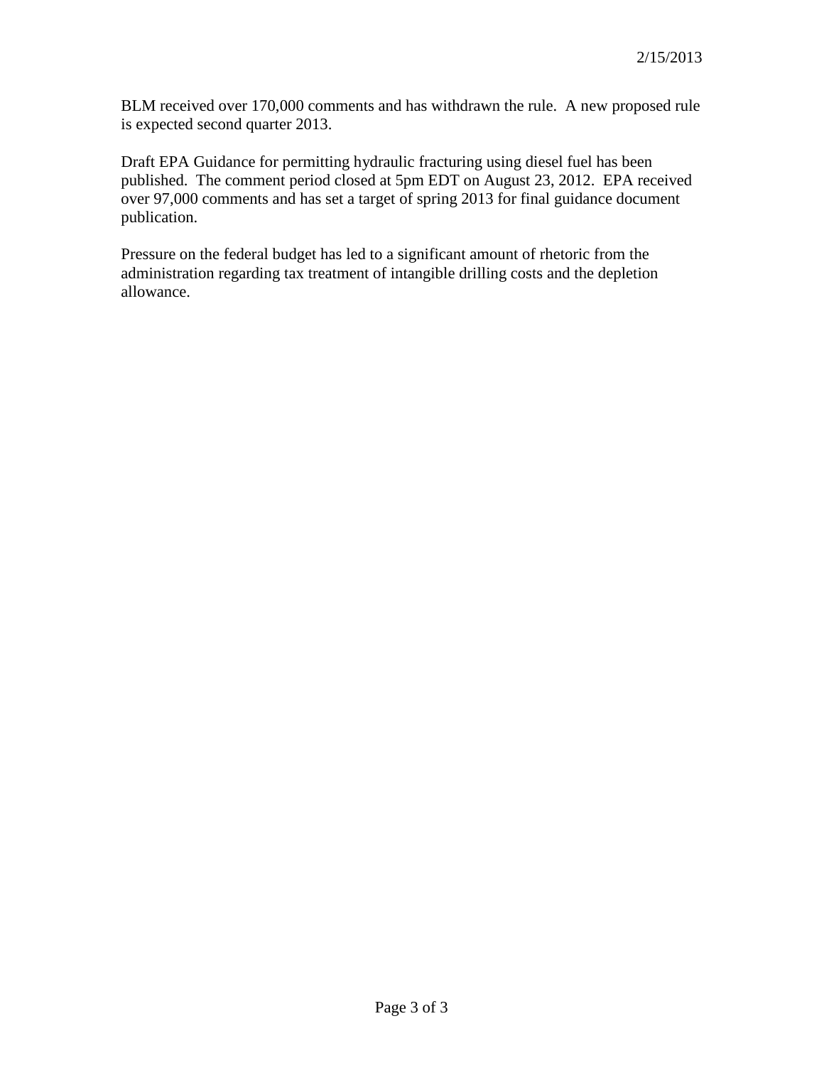BLM received over 170,000 comments and has withdrawn the rule. A new proposed rule is expected second quarter 2013.

Draft EPA Guidance for permitting hydraulic fracturing using diesel fuel has been published. The comment period closed at 5pm EDT on August 23, 2012. EPA received over 97,000 comments and has set a target of spring 2013 for final guidance document publication.

Pressure on the federal budget has led to a significant amount of rhetoric from the administration regarding tax treatment of intangible drilling costs and the depletion allowance.